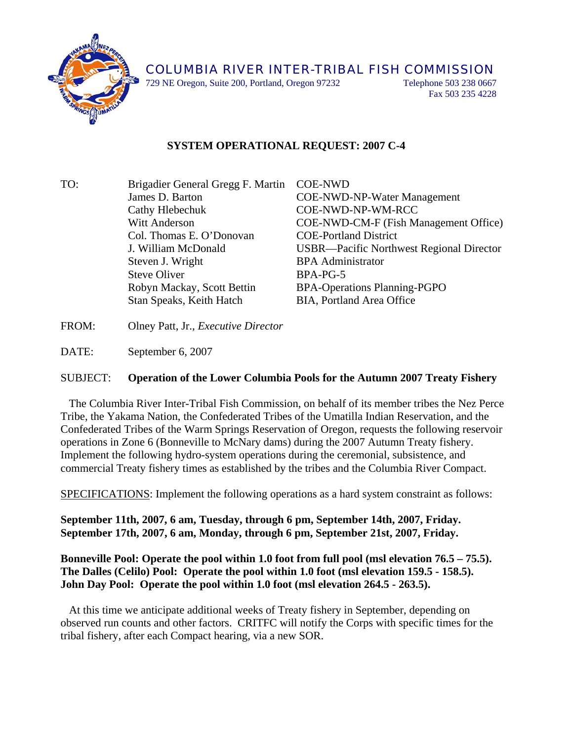COLUMBIA RIVER INTER-TRIBAL FISH COMMISSION

729 NE Oregon, Suite 200, Portland, Oregon 97232

Telephone 503 238 0667
Fax 503 235 4228

## SYSTEM OPERATIONAL REQUEST: 2007 C-4

| | | |
|---|---|---|
| TO: | Brigadier General Gregg F. Martin | COE-NWD |
| | James D. Barton | COE-NWD-NP-Water Management |
| | Cathy Hlebechuk | COE-NWD-NP-WM-RCC |
| | Witt Anderson | COE-NWD-CM-F (Fish Management Office) |
| | Col. Thomas E. O'Donovan | COE-Portland District |
| | J. William McDonald | USBR—Pacific Northwest Regional Director |
| | Steven J. Wright | BPA Administrator |
| | Steve Oliver | BPA-PG-5 |
| | Robyn Mackay, Scott Bettin | BPA-Operations Planning-PGPO |
| | Stan Speaks, Keith Hatch | BIA, Portland Area Office |

FROM: Olney Patt, Jr., *Executive Director*

DATE: September 6, 2007

SUBJECT: **Operation of the Lower Columbia Pools for the Autumn 2007 Treaty Fishery**

The Columbia River Inter-Tribal Fish Commission, on behalf of its member tribes the Nez Perce Tribe, the Yakama Nation, the Confederated Tribes of the Umatilla Indian Reservation, and the Confederated Tribes of the Warm Springs Reservation of Oregon, requests the following reservoir operations in Zone 6 (Bonneville to McNary dams) during the 2007 Autumn Treaty fishery. Implement the following hydro-system operations during the ceremonial, subsistence, and commercial Treaty fishery times as established by the tribes and the Columbia River Compact.

<u>SPECIFICATIONS</u>: Implement the following operations as a hard system constraint as follows:

**September 11th, 2007, 6 am, Tuesday, through 6 pm, September 14th, 2007, Friday.**
**September 17th, 2007, 6 am, Monday, through 6 pm, September 21st, 2007, Friday.**

**Bonneville Pool: Operate the pool within 1.0 foot from full pool (msl elevation 76.5 – 75.5).**
**The Dalles (Celilo) Pool: Operate the pool within 1.0 foot (msl elevation 159.5 - 158.5).**
**John Day Pool: Operate the pool within 1.0 foot (msl elevation 264.5 - 263.5).**

At this time we anticipate additional weeks of Treaty fishery in September, depending on observed run counts and other factors. CRITFC will notify the Corps with specific times for the tribal fishery, after each Compact hearing, via a new SOR.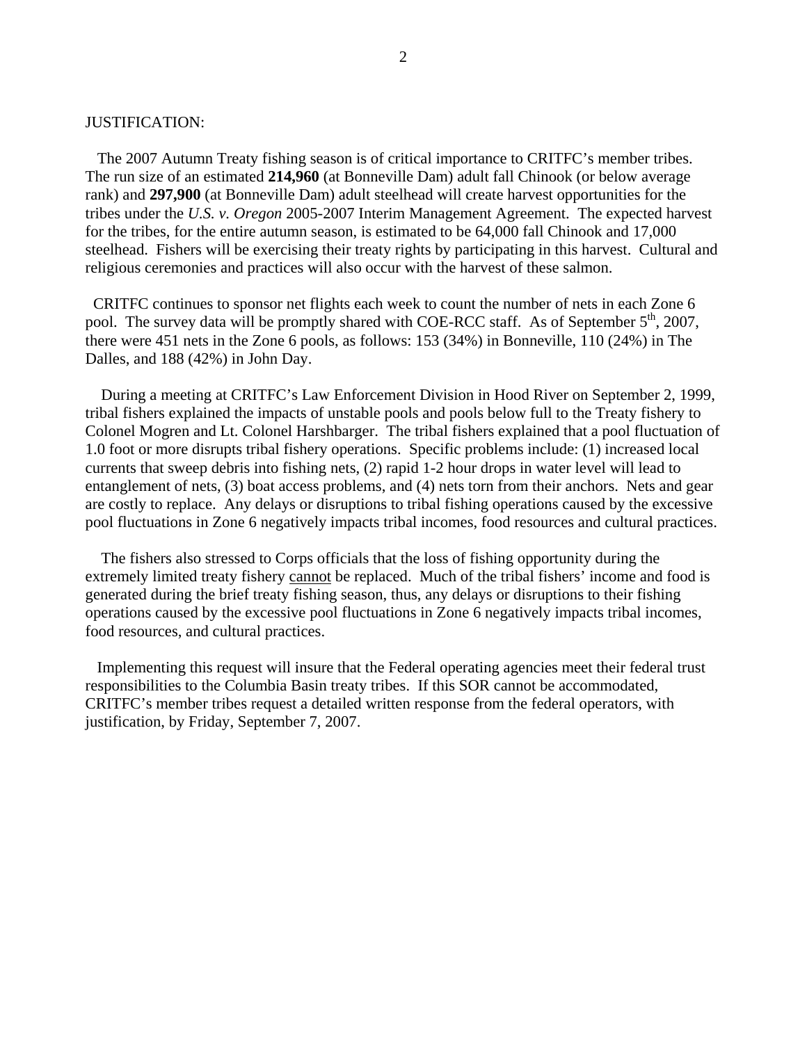JUSTIFICATION:

The 2007 Autumn Treaty fishing season is of critical importance to CRITFC's member tribes. The run size of an estimated **214,960** (at Bonneville Dam) adult fall Chinook (or below average rank) and **297,900** (at Bonneville Dam) adult steelhead will create harvest opportunities for the tribes under the *U.S. v. Oregon* 2005-2007 Interim Management Agreement. The expected harvest for the tribes, for the entire autumn season, is estimated to be 64,000 fall Chinook and 17,000 steelhead. Fishers will be exercising their treaty rights by participating in this harvest. Cultural and religious ceremonies and practices will also occur with the harvest of these salmon.

CRITFC continues to sponsor net flights each week to count the number of nets in each Zone 6 pool. The survey data will be promptly shared with COE-RCC staff. As of September 5th, 2007, there were 451 nets in the Zone 6 pools, as follows: 153 (34%) in Bonneville, 110 (24%) in The Dalles, and 188 (42%) in John Day.

During a meeting at CRITFC's Law Enforcement Division in Hood River on September 2, 1999, tribal fishers explained the impacts of unstable pools and pools below full to the Treaty fishery to Colonel Mogren and Lt. Colonel Harshbarger. The tribal fishers explained that a pool fluctuation of 1.0 foot or more disrupts tribal fishery operations. Specific problems include: (1) increased local currents that sweep debris into fishing nets, (2) rapid 1-2 hour drops in water level will lead to entanglement of nets, (3) boat access problems, and (4) nets torn from their anchors. Nets and gear are costly to replace. Any delays or disruptions to tribal fishing operations caused by the excessive pool fluctuations in Zone 6 negatively impacts tribal incomes, food resources and cultural practices.

The fishers also stressed to Corps officials that the loss of fishing opportunity during the extremely limited treaty fishery <u>cannot</u> be replaced. Much of the tribal fishers' income and food is generated during the brief treaty fishing season, thus, any delays or disruptions to their fishing operations caused by the excessive pool fluctuations in Zone 6 negatively impacts tribal incomes, food resources, and cultural practices.

Implementing this request will insure that the Federal operating agencies meet their federal trust responsibilities to the Columbia Basin treaty tribes. If this SOR cannot be accommodated, CRITFC's member tribes request a detailed written response from the federal operators, with justification, by Friday, September 7, 2007.